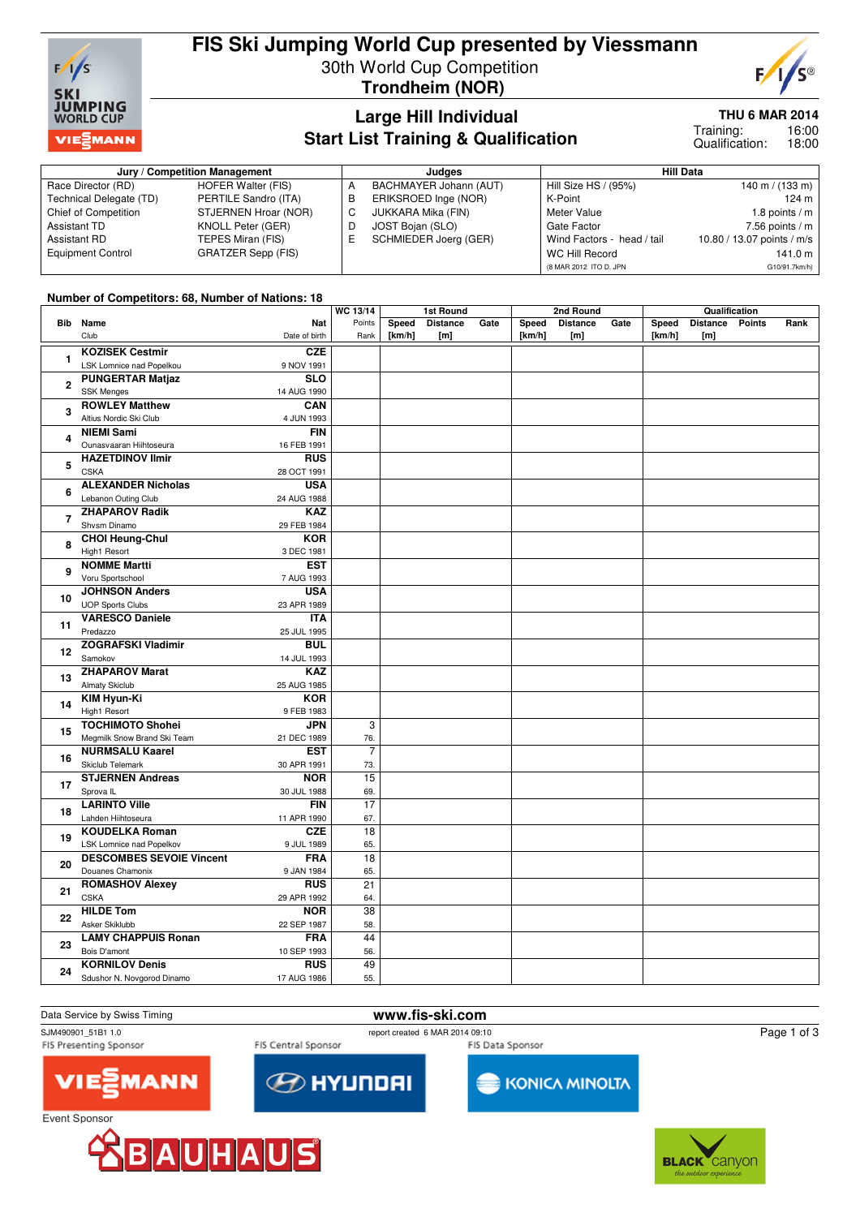# FIS Ski Jumping World Cup presented by Viessmann

30th World Cup Competition

**Trondheim (NOR)**

## Large Hill Individual
## Start List Training & Qualification

**THU 6 MAR 2014**

Training: 16:00
Qualification: 18:00

| Jury / Competition Management | | Judges | | Hill Data | |
|---|---|---|---|---|---|
| Race Director (RD) | HOFER Walter (FIS) | A | BACHMAYER Johann (AUT) | Hill Size HS / (95%) | 140 m / (133 m) |
| Technical Delegate (TD) | PERTILE Sandro (ITA) | B | ERIKSROED Inge (NOR) | K-Point | 124 m |
| Chief of Competition | STJERNEN Hroar (NOR) | C | JUKKARA Mika (FIN) | Meter Value | 1.8 points / m |
| Assistant TD | KNOLL Peter (GER) | D | JOST Bojan (SLO) | Gate Factor | 7.56 points / m |
| Assistant RD | TEPES Miran (FIS) | E | SCHMIEDER Joerg (GER) | Wind Factors - head / tail | 10.80 / 13.07 points / m/s |
| Equipment Control | GRATZER Sepp (FIS) | | | WC Hill Record | 141.0 m |
| | | | | (8 MAR 2012 ITO D. JPN) | G10/91.7km/h) |

**Number of Competitors: 68, Number of Nations: 18**

| Bib | Name / Club | Nat / Date of birth | WC 13/14 Points / Rank | 1st Round Speed [km/h] | 1st Round Distance [m] | 1st Round Gate | 2nd Round Speed [km/h] | 2nd Round Distance [m] | 2nd Round Gate | Qualification Speed [km/h] | Qualification Distance [m] | Qualification Points | Qualification Rank |
|---|---|---|---|---|---|---|---|---|---|---|---|---|---|
| 1 | **KOZISEK Cestmir** LSK Lomnice nad Popelkou | **CZE** 9 NOV 1991 | | | | | | | | | | | |
| 2 | **PUNGERTAR Matjaz** SSK Menges | **SLO** 14 AUG 1990 | | | | | | | | | | | |
| 3 | **ROWLEY Matthew** Altius Nordic Ski Club | **CAN** 4 JUN 1993 | | | | | | | | | | | |
| 4 | **NIEMI Sami** Ounasvaaran Hiihtoseura | **FIN** 16 FEB 1991 | | | | | | | | | | | |
| 5 | **HAZETDINOV Ilmir** CSKA | **RUS** 28 OCT 1991 | | | | | | | | | | | |
| 6 | **ALEXANDER Nicholas** Lebanon Outing Club | **USA** 24 AUG 1988 | | | | | | | | | | | |
| 7 | **ZHAPAROV Radik** Shvsm Dinamo | **KAZ** 29 FEB 1984 | | | | | | | | | | | |
| 8 | **CHOI Heung-Chul** High1 Resort | **KOR** 3 DEC 1981 | | | | | | | | | | | |
| 9 | **NOMME Martti** Voru Sportschool | **EST** 7 AUG 1993 | | | | | | | | | | | |
| 10 | **JOHNSON Anders** UOP Sports Clubs | **USA** 23 APR 1989 | | | | | | | | | | | |
| 11 | **VARESCO Daniele** Predazzo | **ITA** 25 JUL 1995 | | | | | | | | | | | |
| 12 | **ZOGRAFSKI Vladimir** Samokov | **BUL** 14 JUL 1993 | | | | | | | | | | | |
| 13 | **ZHAPAROV Marat** Almaty Skiclub | **KAZ** 25 AUG 1985 | | | | | | | | | | | |
| 14 | **KIM Hyun-Ki** High1 Resort | **KOR** 9 FEB 1983 | | | | | | | | | | | |
| 15 | **TOCHIMOTO Shohei** Megmilk Snow Brand Ski Team | **JPN** 21 DEC 1989 | 3 / 76. | | | | | | | | | | |
| 16 | **NURMSALU Kaarel** Skiclub Telemark | **EST** 30 APR 1991 | 7 / 73. | | | | | | | | | | |
| 17 | **STJERNEN Andreas** Sprova IL | **NOR** 30 JUL 1988 | 15 / 69. | | | | | | | | | | |
| 18 | **LARINTO Ville** Lahden Hiihtoseura | **FIN** 11 APR 1990 | 17 / 67. | | | | | | | | | | |
| 19 | **KOUDELKA Roman** LSK Lomnice nad Popelkov | **CZE** 9 JUL 1989 | 18 / 65. | | | | | | | | | | |
| 20 | **DESCOMBES SEVOIE Vincent** Douanes Chamonix | **FRA** 9 JAN 1984 | 18 / 65. | | | | | | | | | | |
| 21 | **ROMASHOV Alexey** CSKA | **RUS** 29 APR 1992 | 21 / 64. | | | | | | | | | | |
| 22 | **HILDE Tom** Asker Skiklubb | **NOR** 22 SEP 1987 | 38 / 58. | | | | | | | | | | |
| 23 | **LAMY CHAPPUIS Ronan** Bois D'amont | **FRA** 10 SEP 1993 | 44 / 56. | | | | | | | | | | |
| 24 | **KORNILOV Denis** Sdushor N. Novgorod Dinamo | **RUS** 17 AUG 1986 | 49 / 55. | | | | | | | | | | |

Data Service by Swiss Timing

www.fis-ski.com

SJM490901_51B1 1.0 report created 6 MAR 2014 09:10

FIS Presenting Sponsor: VIESSMANN — FIS Central Sponsor: HYUNDAI — FIS Data Sponsor: KONICA MINOLTA

Event Sponsor: BAUHAUS — BLACK canyon the outdoor experience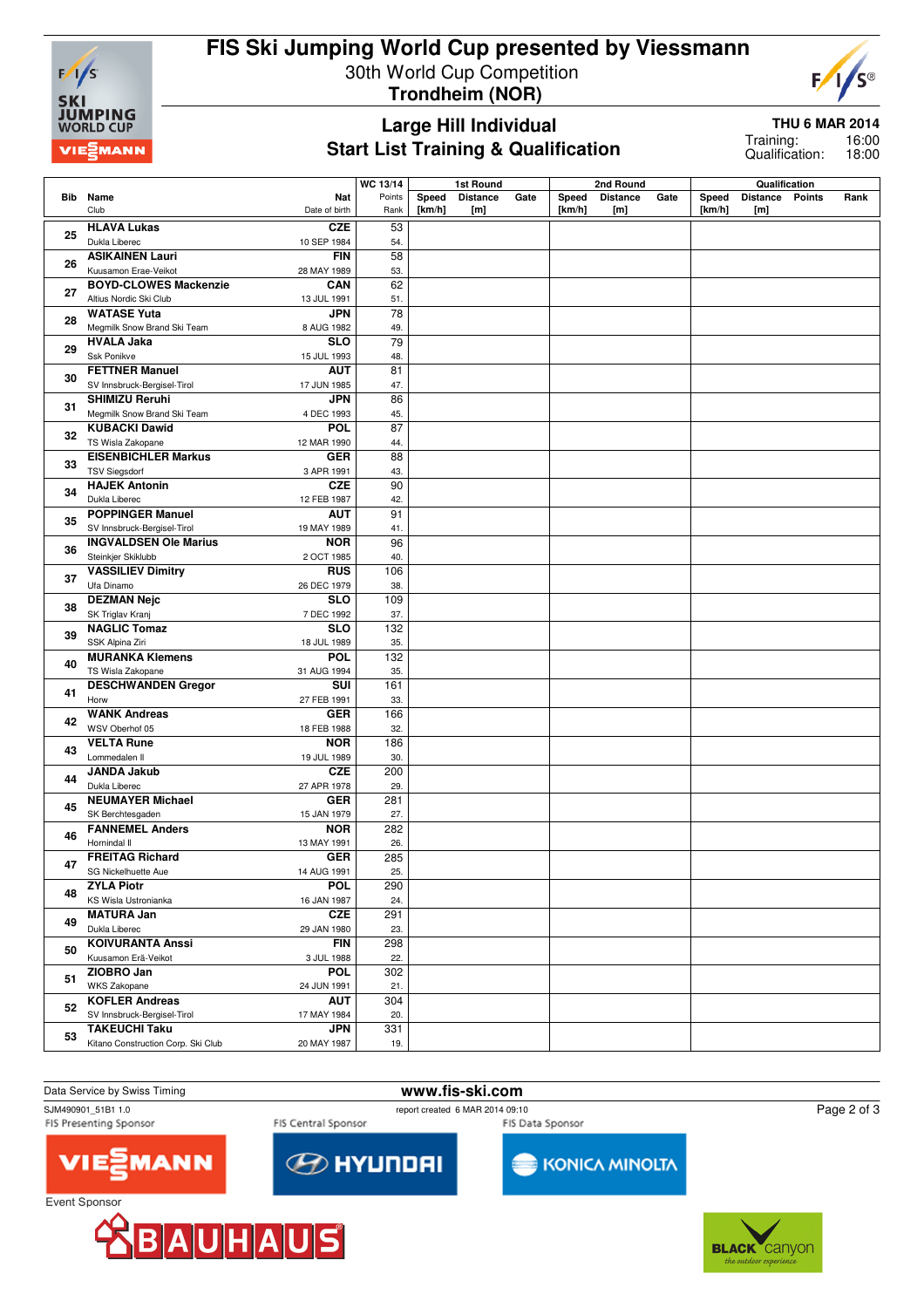# FIS Ski Jumping World Cup presented by Viessmann

30th World Cup Competition

**Trondheim (NOR)**

## Large Hill Individual
## Start List Training & Qualification

**THU 6 MAR 2014**

Training: 16:00
Qualification: 18:00

| Bib | Name / Club | Nat / Date of birth | WC 13/14 Points / Rank | 1st Round Speed [km/h] | 1st Round Distance [m] | 1st Round Gate | 2nd Round Speed [km/h] | 2nd Round Distance [m] | 2nd Round Gate | Qualification Speed [km/h] | Qualification Distance [m] | Qualification Points | Qualification Rank |
|---|---|---|---|---|---|---|---|---|---|---|---|---|---|
| 25 | **HLAVA Lukas** Dukla Liberec | **CZE** 10 SEP 1984 | 53 54. | | | | | | | | | | |
| 26 | **ASIKAINEN Lauri** Kuusamon Erae-Veikot | **FIN** 28 MAY 1989 | 58 53. | | | | | | | | | | |
| 27 | **BOYD-CLOWES Mackenzie** Altius Nordic Ski Club | **CAN** 13 JUL 1991 | 62 51. | | | | | | | | | | |
| 28 | **WATASE Yuta** Megmilk Snow Brand Ski Team | **JPN** 8 AUG 1982 | 78 49. | | | | | | | | | | |
| 29 | **HVALA Jaka** Ssk Ponikve | **SLO** 15 JUL 1993 | 79 48. | | | | | | | | | | |
| 30 | **FETTNER Manuel** SV Innsbruck-Bergisel-Tirol | **AUT** 17 JUN 1985 | 81 47. | | | | | | | | | | |
| 31 | **SHIMIZU Reruhi** Megmilk Snow Brand Ski Team | **JPN** 4 DEC 1993 | 86 45. | | | | | | | | | | |
| 32 | **KUBACKI Dawid** TS Wisla Zakopane | **POL** 12 MAR 1990 | 87 44. | | | | | | | | | | |
| 33 | **EISENBICHLER Markus** TSV Siegsdorf | **GER** 3 APR 1991 | 88 43. | | | | | | | | | | |
| 34 | **HAJEK Antonin** Dukla Liberec | **CZE** 12 FEB 1987 | 90 42. | | | | | | | | | | |
| 35 | **POPPINGER Manuel** SV Innsbruck-Bergisel-Tirol | **AUT** 19 MAY 1989 | 91 41. | | | | | | | | | | |
| 36 | **INGVALDSEN Ole Marius** Steinkjer Skiklubb | **NOR** 2 OCT 1985 | 96 40. | | | | | | | | | | |
| 37 | **VASSILIEV Dimitry** Ufa Dinamo | **RUS** 26 DEC 1979 | 106 38. | | | | | | | | | | |
| 38 | **DEZMAN Nejc** SK Triglav Kranj | **SLO** 7 DEC 1992 | 109 37. | | | | | | | | | | |
| 39 | **NAGLIC Tomaz** SSK Alpina Ziri | **SLO** 18 JUL 1989 | 132 35. | | | | | | | | | | |
| 40 | **MURANKA Klemens** TS Wisla Zakopane | **POL** 31 AUG 1994 | 132 35. | | | | | | | | | | |
| 41 | **DESCHWANDEN Gregor** Horw | **SUI** 27 FEB 1991 | 161 33. | | | | | | | | | | |
| 42 | **WANK Andreas** WSV Oberhof 05 | **GER** 18 FEB 1988 | 166 32. | | | | | | | | | | |
| 43 | **VELTA Rune** Lommedalen Il | **NOR** 19 JUL 1989 | 186 30. | | | | | | | | | | |
| 44 | **JANDA Jakub** Dukla Liberec | **CZE** 27 APR 1978 | 200 29. | | | | | | | | | | |
| 45 | **NEUMAYER Michael** SK Berchtesgaden | **GER** 15 JAN 1979 | 281 27. | | | | | | | | | | |
| 46 | **FANNEMEL Anders** Hornindal Il | **NOR** 13 MAY 1991 | 282 26. | | | | | | | | | | |
| 47 | **FREITAG Richard** SG Nickelhuette Aue | **GER** 14 AUG 1991 | 285 25. | | | | | | | | | | |
| 48 | **ZYLA Piotr** KS Wisla Ustronianka | **POL** 16 JAN 1987 | 290 24. | | | | | | | | | | |
| 49 | **MATURA Jan** Dukla Liberec | **CZE** 29 JAN 1980 | 291 23. | | | | | | | | | | |
| 50 | **KOIVURANTA Anssi** Kuusamon Erä-Veikot | **FIN** 3 JUL 1988 | 298 22. | | | | | | | | | | |
| 51 | **ZIOBRO Jan** WKS Zakopane | **POL** 24 JUN 1991 | 302 21. | | | | | | | | | | |
| 52 | **KOFLER Andreas** SV Innsbruck-Bergisel-Tirol | **AUT** 17 MAY 1984 | 304 20. | | | | | | | | | | |
| 53 | **TAKEUCHI Taku** Kitano Construction Corp. Ski Club | **JPN** 20 MAY 1987 | 331 19. | | | | | | | | | | |

Data Service by Swiss Timing

**www.fis-ski.com**

SJM490901_51B1 1.0

report created 6 MAR 2014 09:10

FIS Presenting Sponsor: VIESSMANN

FIS Central Sponsor: HYUNDAI

FIS Data Sponsor: KONICA MINOLTA

Event Sponsor: BAUHAUS

BLACK canyon the outdoor experience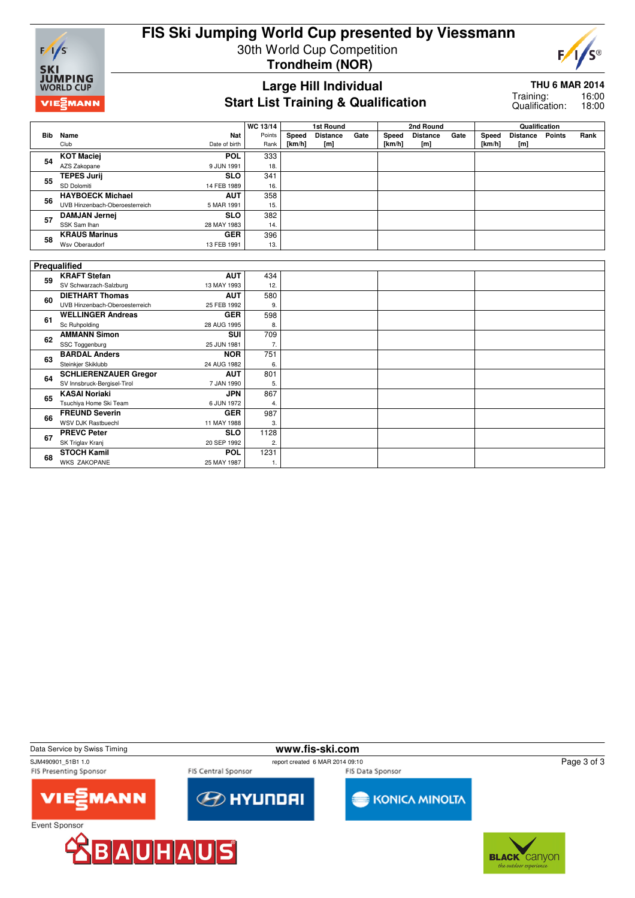# FIS Ski Jumping World Cup presented by Viessmann

30th World Cup Competition

**Trondheim (NOR)**

## Large Hill Individual
## Start List Training & Qualification

**THU 6 MAR 2014**
Training: 16:00
Qualification: 18:00

| Bib | Name / Club | Nat / Date of birth | WC 13/14 Points / Rank | 1st Round Speed [km/h] | 1st Round Distance [m] | 1st Round Gate | 2nd Round Speed [km/h] | 2nd Round Distance [m] | 2nd Round Gate | Qualification Speed [km/h] | Qualification Distance [m] | Qualification Points | Qualification Rank |
|---|---|---|---|---|---|---|---|---|---|---|---|---|---|
| 54 | **KOT Maciej** AZS Zakopane | **POL** 9 JUN 1991 | 333 18. | | | | | | | | | | |
| 55 | **TEPES Jurij** SD Dolomiti | **SLO** 14 FEB 1989 | 341 16. | | | | | | | | | | |
| 56 | **HAYBOECK Michael** UVB Hinzenbach-Oberoesterreich | **AUT** 5 MAR 1991 | 358 15. | | | | | | | | | | |
| 57 | **DAMJAN Jernej** SSK Sam Ihan | **SLO** 28 MAY 1983 | 382 14. | | | | | | | | | | |
| 58 | **KRAUS Marinus** Wsv Oberaudorf | **GER** 13 FEB 1991 | 396 13. | | | | | | | | | | |
| **Prequalified** | | | | | | | | | | | | | |
| 59 | **KRAFT Stefan** SV Schwarzach-Salzburg | **AUT** 13 MAY 1993 | 434 12. | | | | | | | | | | |
| 60 | **DIETHART Thomas** UVB Hinzenbach-Oberoesterreich | **AUT** 25 FEB 1992 | 580 9. | | | | | | | | | | |
| 61 | **WELLINGER Andreas** Sc Ruhpolding | **GER** 28 AUG 1995 | 598 8. | | | | | | | | | | |
| 62 | **AMMANN Simon** SSC Toggenburg | **SUI** 25 JUN 1981 | 709 7. | | | | | | | | | | |
| 63 | **BARDAL Anders** Steinkjer Skiklubb | **NOR** 24 AUG 1982 | 751 6. | | | | | | | | | | |
| 64 | **SCHLIERENZAUER Gregor** SV Innsbruck-Bergisel-Tirol | **AUT** 7 JAN 1990 | 801 5. | | | | | | | | | | |
| 65 | **KASAI Noriaki** Tsuchiya Home Ski Team | **JPN** 6 JUN 1972 | 867 4. | | | | | | | | | | |
| 66 | **FREUND Severin** WSV DJK Rastbuechl | **GER** 11 MAY 1988 | 987 3. | | | | | | | | | | |
| 67 | **PREVC Peter** SK Triglav Kranj | **SLO** 20 SEP 1992 | 1128 2. | | | | | | | | | | |
| 68 | **STOCH Kamil** WKS ZAKOPANE | **POL** 25 MAY 1987 | 1231 1. | | | | | | | | | | |

Data Service by Swiss Timing

www.fis-ski.com

SJM490901_51B1 1.0 report created 6 MAR 2014 09:10

FIS Presenting Sponsor: VIESSMANN — FIS Central Sponsor: HYUNDAI — FIS Data Sponsor: KONICA MINOLTA

Event Sponsor: BAUHAUS — BLACK canyon